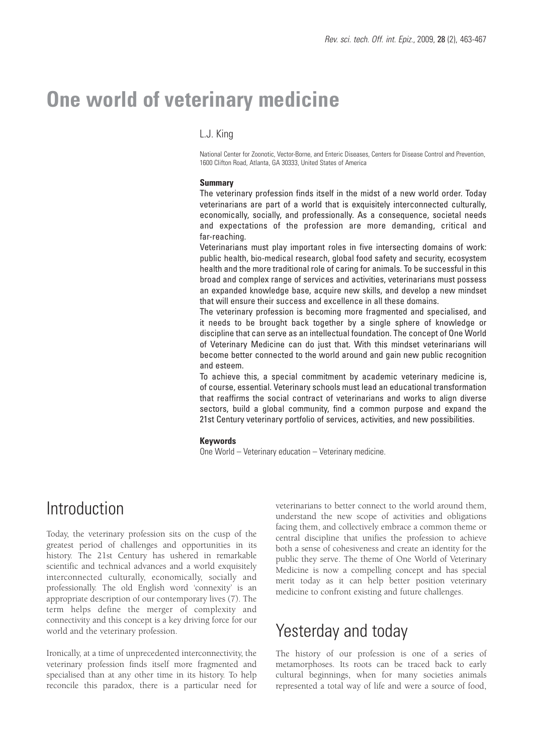# One world of veterinary medicine

L.J. King

National Center for Zoonotic, Vector-Borne, and Enteric Diseases, Centers for Disease Control and Prevention, 1600 Clifton Road, Atlanta, GA 30333, United States of America

**Summary**

The veterinary profession finds itself in the midst of a new world order. Today veterinarians are part of a world that is exquisitely interconnected culturally, economically, socially, and professionally. As a consequence, societal needs and expectations of the profession are more demanding, critical and far-reaching.

Veterinarians must play important roles in five intersecting domains of work: public health, bio-medical research, global food safety and security, ecosystem health and the more traditional role of caring for animals. To be successful in this broad and complex range of services and activities, veterinarians must possess an expanded knowledge base, acquire new skills, and develop a new mindset that will ensure their success and excellence in all these domains.

The veterinary profession is becoming more fragmented and specialised, and it needs to be brought back together by a single sphere of knowledge or discipline that can serve as an intellectual foundation. The concept of One World of Veterinary Medicine can do just that. With this mindset veterinarians will become better connected to the world around and gain new public recognition and esteem.

To achieve this, a special commitment by academic veterinary medicine is, of course, essential. Veterinary schools must lead an educational transformation that reaffirms the social contract of veterinarians and works to align diverse sectors, build a global community, find a common purpose and expand the 21st Century veterinary portfolio of services, activities, and new possibilities.

**Keywords**

One World – Veterinary education – Veterinary medicine.

## Introduction

Today, the veterinary profession sits on the cusp of the greatest period of challenges and opportunities in its history. The 21st Century has ushered in remarkable scientific and technical advances and a world exquisitely interconnected culturally, economically, socially and professionally. The old English word 'connexity' is an appropriate description of our contemporary lives (7). The term helps define the merger of complexity and connectivity and this concept is a key driving force for our world and the veterinary profession.

Ironically, at a time of unprecedented interconnectivity, the veterinary profession finds itself more fragmented and specialised than at any other time in its history. To help reconcile this paradox, there is a particular need for veterinarians to better connect to the world around them, understand the new scope of activities and obligations facing them, and collectively embrace a common theme or central discipline that unifies the profession to achieve both a sense of cohesiveness and create an identity for the public they serve. The theme of One World of Veterinary Medicine is now a compelling concept and has special merit today as it can help better position veterinary medicine to confront existing and future challenges.

## Yesterday and today

The history of our profession is one of a series of metamorphoses. Its roots can be traced back to early cultural beginnings, when for many societies animals represented a total way of life and were a source of food,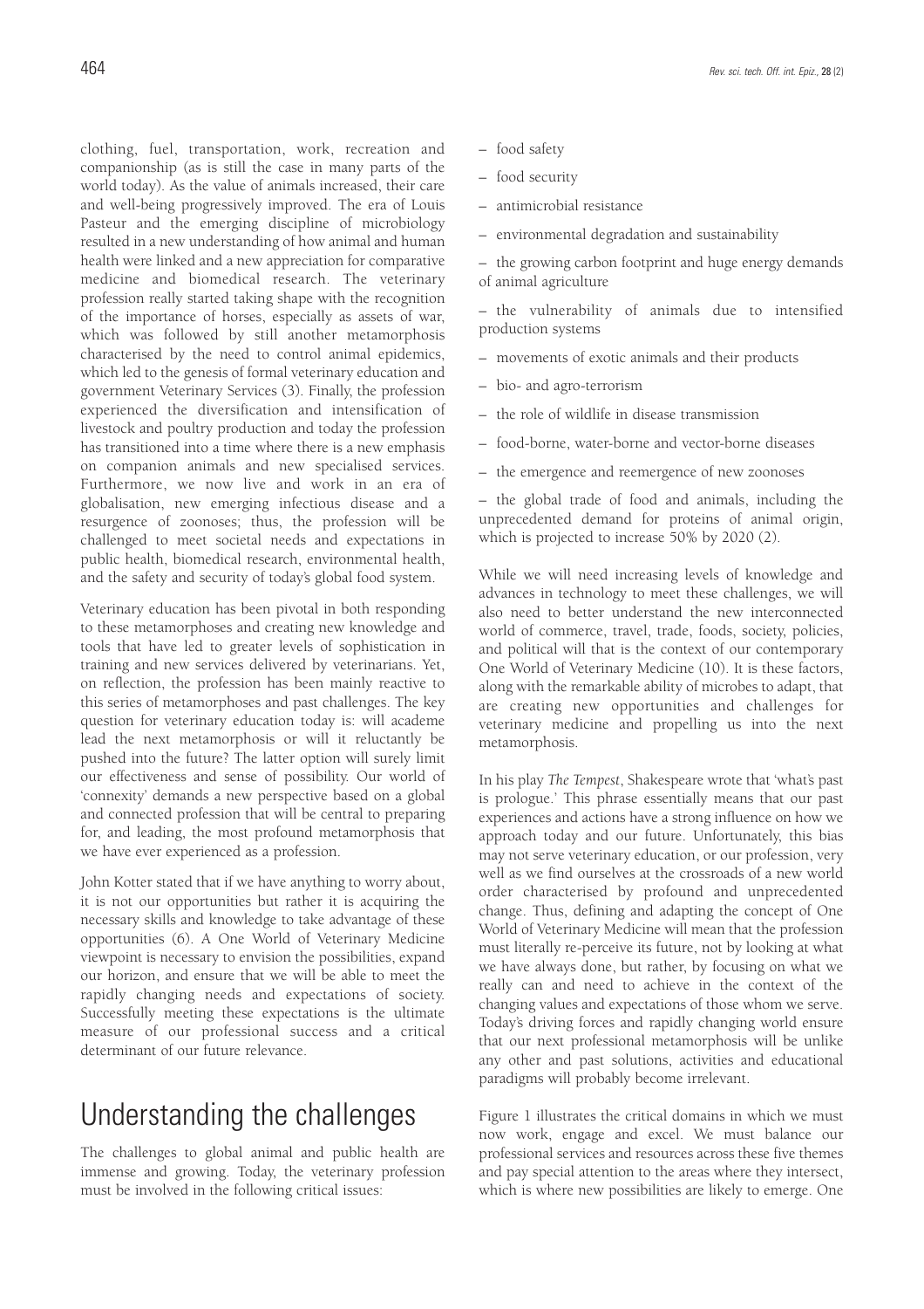clothing, fuel, transportation, work, recreation and companionship (as is still the case in many parts of the world today). As the value of animals increased, their care and well-being progressively improved. The era of Louis Pasteur and the emerging discipline of microbiology resulted in a new understanding of how animal and human health were linked and a new appreciation for comparative medicine and biomedical research. The veterinary profession really started taking shape with the recognition of the importance of horses, especially as assets of war, which was followed by still another metamorphosis characterised by the need to control animal epidemics, which led to the genesis of formal veterinary education and government Veterinary Services (3). Finally, the profession experienced the diversification and intensification of livestock and poultry production and today the profession has transitioned into a time where there is a new emphasis on companion animals and new specialised services. Furthermore, we now live and work in an era of globalisation, new emerging infectious disease and a resurgence of zoonoses; thus, the profession will be challenged to meet societal needs and expectations in public health, biomedical research, environmental health, and the safety and security of today's global food system.

Veterinary education has been pivotal in both responding to these metamorphoses and creating new knowledge and tools that have led to greater levels of sophistication in training and new services delivered by veterinarians. Yet, on reflection, the profession has been mainly reactive to this series of metamorphoses and past challenges. The key question for veterinary education today is: will academe lead the next metamorphosis or will it reluctantly be pushed into the future? The latter option will surely limit our effectiveness and sense of possibility. Our world of 'connexity' demands a new perspective based on a global and connected profession that will be central to preparing for, and leading, the most profound metamorphosis that we have ever experienced as a profession.

John Kotter stated that if we have anything to worry about, it is not our opportunities but rather it is acquiring the necessary skills and knowledge to take advantage of these opportunities (6). A One World of Veterinary Medicine viewpoint is necessary to envision the possibilities, expand our horizon, and ensure that we will be able to meet the rapidly changing needs and expectations of society. Successfully meeting these expectations is the ultimate measure of our professional success and a critical determinant of our future relevance.

# Understanding the challenges

The challenges to global animal and public health are immense and growing. Today, the veterinary profession must be involved in the following critical issues:

– food safety

– food security

– antimicrobial resistance

– environmental degradation and sustainability

– the growing carbon footprint and huge energy demands of animal agriculture

– the vulnerability of animals due to intensified production systems

– movements of exotic animals and their products

– bio- and agro-terrorism

– the role of wildlife in disease transmission

– food-borne, water-borne and vector-borne diseases

– the emergence and reemergence of new zoonoses

– the global trade of food and animals, including the unprecedented demand for proteins of animal origin, which is projected to increase 50% by 2020 (2).

While we will need increasing levels of knowledge and advances in technology to meet these challenges, we will also need to better understand the new interconnected world of commerce, travel, trade, foods, society, policies, and political will that is the context of our contemporary One World of Veterinary Medicine (10). It is these factors, along with the remarkable ability of microbes to adapt, that are creating new opportunities and challenges for veterinary medicine and propelling us into the next metamorphosis.

In his play *The Tempest*, Shakespeare wrote that 'what's past is prologue.' This phrase essentially means that our past experiences and actions have a strong influence on how we approach today and our future. Unfortunately, this bias may not serve veterinary education, or our profession, very well as we find ourselves at the crossroads of a new world order characterised by profound and unprecedented change. Thus, defining and adapting the concept of One World of Veterinary Medicine will mean that the profession must literally re-perceive its future, not by looking at what we have always done, but rather, by focusing on what we really can and need to achieve in the context of the changing values and expectations of those whom we serve. Today's driving forces and rapidly changing world ensure that our next professional metamorphosis will be unlike any other and past solutions, activities and educational paradigms will probably become irrelevant.

Figure 1 illustrates the critical domains in which we must now work, engage and excel. We must balance our professional services and resources across these five themes and pay special attention to the areas where they intersect, which is where new possibilities are likely to emerge. One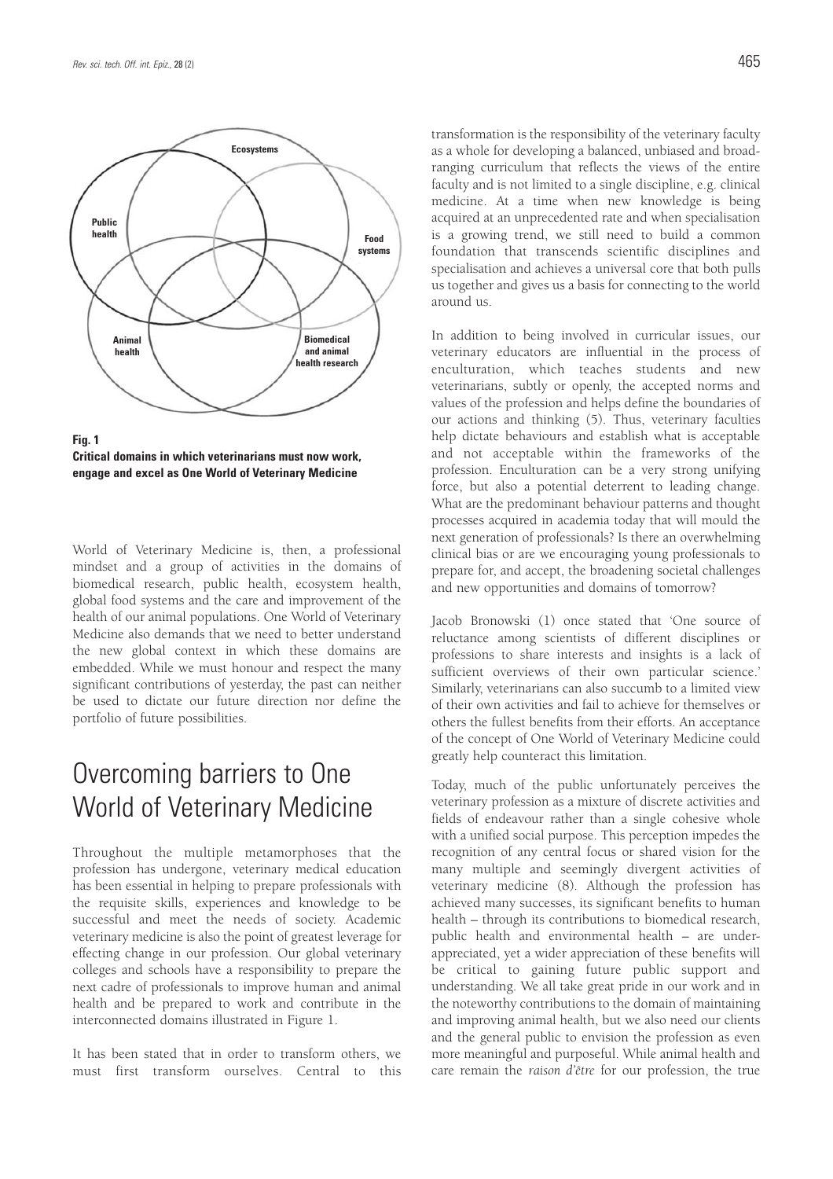Ecosystems

Public health

Food systems

Animal health

Biomedical and animal health research

**Fig. 1**
**Critical domains in which veterinarians must now work, engage and excel as One World of Veterinary Medicine**

World of Veterinary Medicine is, then, a professional mindset and a group of activities in the domains of biomedical research, public health, ecosystem health, global food systems and the care and improvement of the health of our animal populations. One World of Veterinary Medicine also demands that we need to better understand the new global context in which these domains are embedded. While we must honour and respect the many significant contributions of yesterday, the past can neither be used to dictate our future direction nor define the portfolio of future possibilities.

## Overcoming barriers to One World of Veterinary Medicine

Throughout the multiple metamorphoses that the profession has undergone, veterinary medical education has been essential in helping to prepare professionals with the requisite skills, experiences and knowledge to be successful and meet the needs of society. Academic veterinary medicine is also the point of greatest leverage for effecting change in our profession. Our global veterinary colleges and schools have a responsibility to prepare the next cadre of professionals to improve human and animal health and be prepared to work and contribute in the interconnected domains illustrated in Figure 1.

It has been stated that in order to transform others, we must first transform ourselves. Central to this transformation is the responsibility of the veterinary faculty as a whole for developing a balanced, unbiased and broad-ranging curriculum that reflects the views of the entire faculty and is not limited to a single discipline, e.g. clinical medicine. At a time when new knowledge is being acquired at an unprecedented rate and when specialisation is a growing trend, we still need to build a common foundation that transcends scientific disciplines and specialisation and achieves a universal core that both pulls us together and gives us a basis for connecting to the world around us.

In addition to being involved in curricular issues, our veterinary educators are influential in the process of enculturation, which teaches students and new veterinarians, subtly or openly, the accepted norms and values of the profession and helps define the boundaries of our actions and thinking (5). Thus, veterinary faculties help dictate behaviours and establish what is acceptable and not acceptable within the frameworks of the profession. Enculturation can be a very strong unifying force, but also a potential deterrent to leading change. What are the predominant behaviour patterns and thought processes acquired in academia today that will mould the next generation of professionals? Is there an overwhelming clinical bias or are we encouraging young professionals to prepare for, and accept, the broadening societal challenges and new opportunities and domains of tomorrow?

Jacob Bronowski (1) once stated that 'One source of reluctance among scientists of different disciplines or professions to share interests and insights is a lack of sufficient overviews of their own particular science.' Similarly, veterinarians can also succumb to a limited view of their own activities and fail to achieve for themselves or others the fullest benefits from their efforts. An acceptance of the concept of One World of Veterinary Medicine could greatly help counteract this limitation.

Today, much of the public unfortunately perceives the veterinary profession as a mixture of discrete activities and fields of endeavour rather than a single cohesive whole with a unified social purpose. This perception impedes the recognition of any central focus or shared vision for the many multiple and seemingly divergent activities of veterinary medicine (8). Although the profession has achieved many successes, its significant benefits to human health – through its contributions to biomedical research, public health and environmental health – are under-appreciated, yet a wider appreciation of these benefits will be critical to gaining future public support and understanding. We all take great pride in our work and in the noteworthy contributions to the domain of maintaining and improving animal health, but we also need our clients and the general public to envision the profession as even more meaningful and purposeful. While animal health and care remain the *raison d'être* for our profession, the true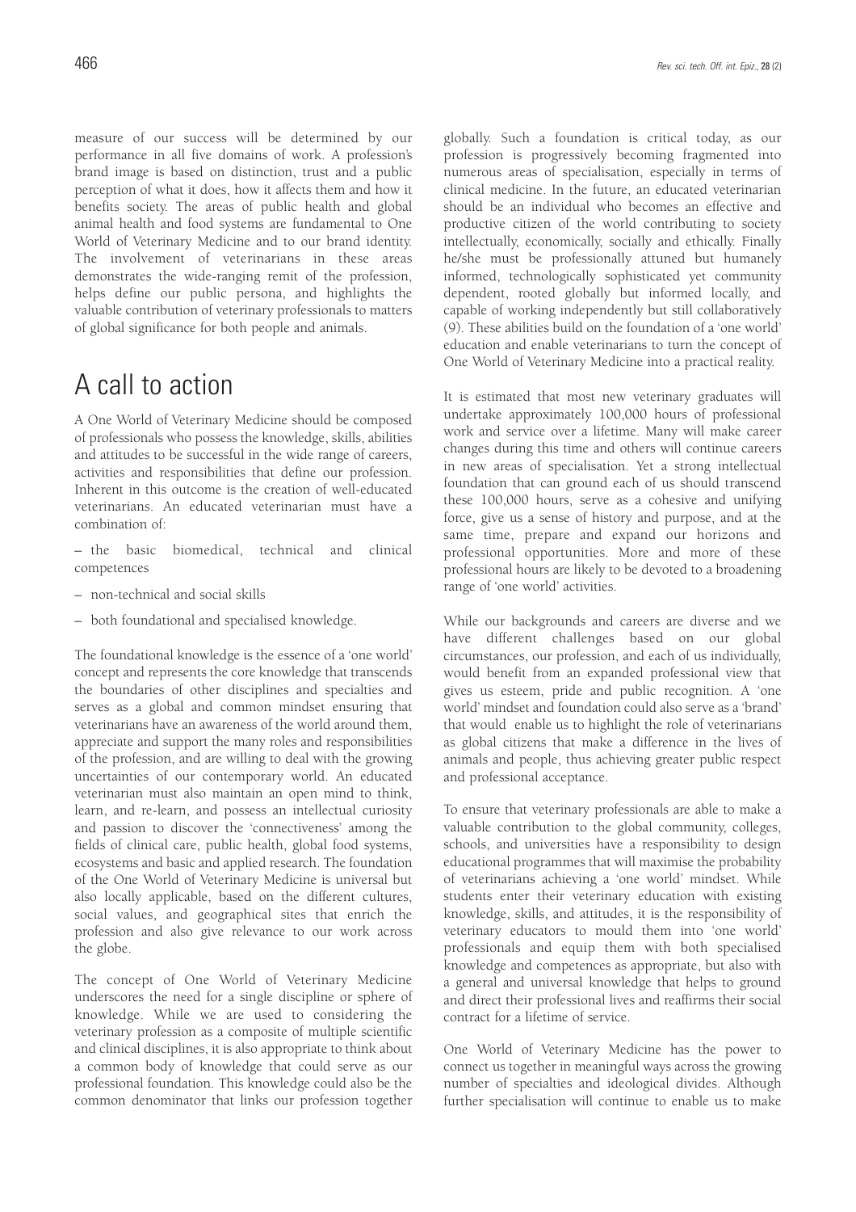measure of our success will be determined by our performance in all five domains of work. A profession's brand image is based on distinction, trust and a public perception of what it does, how it affects them and how it benefits society. The areas of public health and global animal health and food systems are fundamental to One World of Veterinary Medicine and to our brand identity. The involvement of veterinarians in these areas demonstrates the wide-ranging remit of the profession, helps define our public persona, and highlights the valuable contribution of veterinary professionals to matters of global significance for both people and animals.

## A call to action

A One World of Veterinary Medicine should be composed of professionals who possess the knowledge, skills, abilities and attitudes to be successful in the wide range of careers, activities and responsibilities that define our profession. Inherent in this outcome is the creation of well-educated veterinarians. An educated veterinarian must have a combination of:

– the basic biomedical, technical and clinical competences

– non-technical and social skills

– both foundational and specialised knowledge.

The foundational knowledge is the essence of a 'one world' concept and represents the core knowledge that transcends the boundaries of other disciplines and specialties and serves as a global and common mindset ensuring that veterinarians have an awareness of the world around them, appreciate and support the many roles and responsibilities of the profession, and are willing to deal with the growing uncertainties of our contemporary world. An educated veterinarian must also maintain an open mind to think, learn, and re-learn, and possess an intellectual curiosity and passion to discover the 'connectiveness' among the fields of clinical care, public health, global food systems, ecosystems and basic and applied research. The foundation of the One World of Veterinary Medicine is universal but also locally applicable, based on the different cultures, social values, and geographical sites that enrich the profession and also give relevance to our work across the globe.

The concept of One World of Veterinary Medicine underscores the need for a single discipline or sphere of knowledge. While we are used to considering the veterinary profession as a composite of multiple scientific and clinical disciplines, it is also appropriate to think about a common body of knowledge that could serve as our professional foundation. This knowledge could also be the common denominator that links our profession together globally. Such a foundation is critical today, as our profession is progressively becoming fragmented into numerous areas of specialisation, especially in terms of clinical medicine. In the future, an educated veterinarian should be an individual who becomes an effective and productive citizen of the world contributing to society intellectually, economically, socially and ethically. Finally he/she must be professionally attuned but humanely informed, technologically sophisticated yet community dependent, rooted globally but informed locally, and capable of working independently but still collaboratively (9). These abilities build on the foundation of a 'one world' education and enable veterinarians to turn the concept of One World of Veterinary Medicine into a practical reality.

It is estimated that most new veterinary graduates will undertake approximately 100,000 hours of professional work and service over a lifetime. Many will make career changes during this time and others will continue careers in new areas of specialisation. Yet a strong intellectual foundation that can ground each of us should transcend these 100,000 hours, serve as a cohesive and unifying force, give us a sense of history and purpose, and at the same time, prepare and expand our horizons and professional opportunities. More and more of these professional hours are likely to be devoted to a broadening range of 'one world' activities.

While our backgrounds and careers are diverse and we have different challenges based on our global circumstances, our profession, and each of us individually, would benefit from an expanded professional view that gives us esteem, pride and public recognition. A 'one world' mindset and foundation could also serve as a 'brand' that would enable us to highlight the role of veterinarians as global citizens that make a difference in the lives of animals and people, thus achieving greater public respect and professional acceptance.

To ensure that veterinary professionals are able to make a valuable contribution to the global community, colleges, schools, and universities have a responsibility to design educational programmes that will maximise the probability of veterinarians achieving a 'one world' mindset. While students enter their veterinary education with existing knowledge, skills, and attitudes, it is the responsibility of veterinary educators to mould them into 'one world' professionals and equip them with both specialised knowledge and competences as appropriate, but also with a general and universal knowledge that helps to ground and direct their professional lives and reaffirms their social contract for a lifetime of service.

One World of Veterinary Medicine has the power to connect us together in meaningful ways across the growing number of specialties and ideological divides. Although further specialisation will continue to enable us to make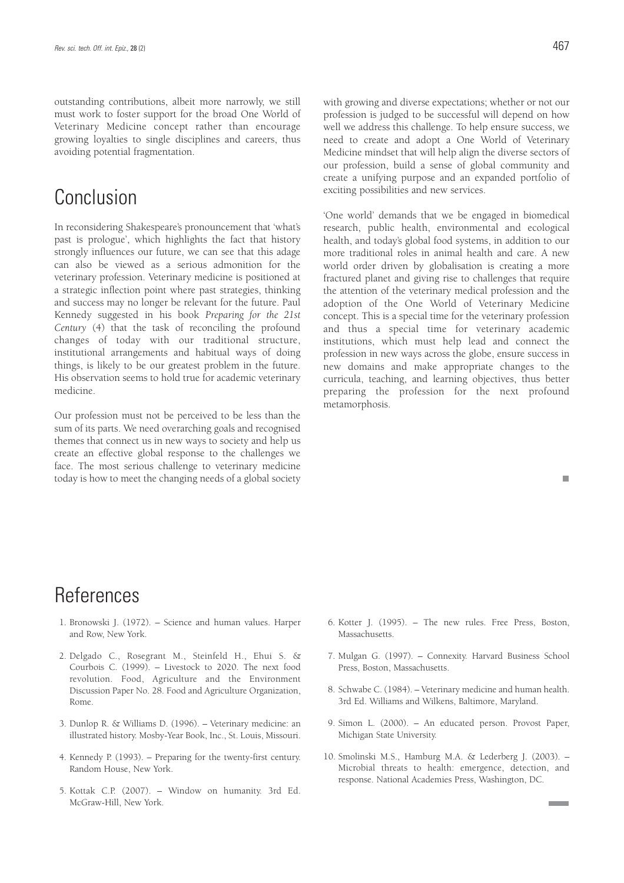outstanding contributions, albeit more narrowly, we still must work to foster support for the broad One World of Veterinary Medicine concept rather than encourage growing loyalties to single disciplines and careers, thus avoiding potential fragmentation.

## Conclusion

In reconsidering Shakespeare's pronouncement that 'what's past is prologue', which highlights the fact that history strongly influences our future, we can see that this adage can also be viewed as a serious admonition for the veterinary profession. Veterinary medicine is positioned at a strategic inflection point where past strategies, thinking and success may no longer be relevant for the future. Paul Kennedy suggested in his book *Preparing for the 21st Century* (4) that the task of reconciling the profound changes of today with our traditional structure, institutional arrangements and habitual ways of doing things, is likely to be our greatest problem in the future. His observation seems to hold true for academic veterinary medicine.

Our profession must not be perceived to be less than the sum of its parts. We need overarching goals and recognised themes that connect us in new ways to society and help us create an effective global response to the challenges we face. The most serious challenge to veterinary medicine today is how to meet the changing needs of a global society with growing and diverse expectations; whether or not our profession is judged to be successful will depend on how well we address this challenge. To help ensure success, we need to create and adopt a One World of Veterinary Medicine mindset that will help align the diverse sectors of our profession, build a sense of global community and create a unifying purpose and an expanded portfolio of exciting possibilities and new services.

'One world' demands that we be engaged in biomedical research, public health, environmental and ecological health, and today's global food systems, in addition to our more traditional roles in animal health and care. A new world order driven by globalisation is creating a more fractured planet and giving rise to challenges that require the attention of the veterinary medical profession and the adoption of the One World of Veterinary Medicine concept. This is a special time for the veterinary profession and thus a special time for veterinary academic institutions, which must help lead and connect the profession in new ways across the globe, ensure success in new domains and make appropriate changes to the curricula, teaching, and learning objectives, thus better preparing the profession for the next profound metamorphosis.

## References

1. Bronowski J. (1972). – Science and human values. Harper and Row, New York.
2. Delgado C., Rosegrant M., Steinfeld H., Ehui S. & Courbois C. (1999). – Livestock to 2020. The next food revolution. Food, Agriculture and the Environment Discussion Paper No. 28. Food and Agriculture Organization, Rome.
3. Dunlop R. & Williams D. (1996). – Veterinary medicine: an illustrated history. Mosby-Year Book, Inc., St. Louis, Missouri.
4. Kennedy P. (1993). – Preparing for the twenty-first century. Random House, New York.
5. Kottak C.P. (2007). – Window on humanity. 3rd Ed. McGraw-Hill, New York.
6. Kotter J. (1995). – The new rules. Free Press, Boston, Massachusetts.
7. Mulgan G. (1997). – Connexity. Harvard Business School Press, Boston, Massachusetts.
8. Schwabe C. (1984). – Veterinary medicine and human health. 3rd Ed. Williams and Wilkens, Baltimore, Maryland.
9. Simon L. (2000). – An educated person. Provost Paper, Michigan State University.
10. Smolinski M.S., Hamburg M.A. & Lederberg J. (2003). – Microbial threats to health: emergence, detection, and response. National Academies Press, Washington, DC.